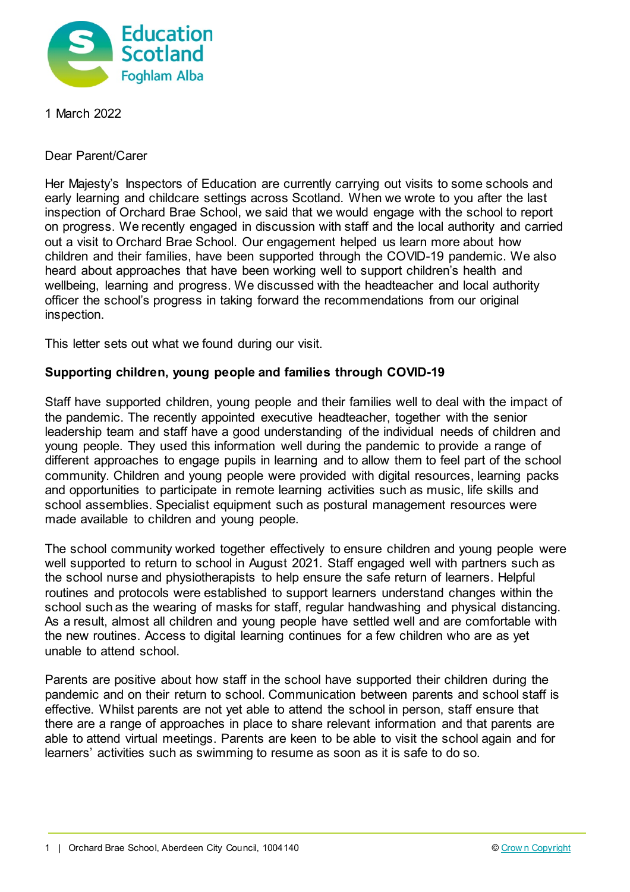Education Scotland
Foghlam Alba

1 March 2022

Dear Parent/Carer

Her Majesty's Inspectors of Education are currently carrying out visits to some schools and early learning and childcare settings across Scotland. When we wrote to you after the last inspection of Orchard Brae School, we said that we would engage with the school to report on progress. We recently engaged in discussion with staff and the local authority and carried out a visit to Orchard Brae School. Our engagement helped us learn more about how children and their families, have been supported through the COVID-19 pandemic. We also heard about approaches that have been working well to support children's health and wellbeing, learning and progress. We discussed with the headteacher and local authority officer the school's progress in taking forward the recommendations from our original inspection.

This letter sets out what we found during our visit.

**Supporting children, young people and families through COVID-19**

Staff have supported children, young people and their families well to deal with the impact of the pandemic. The recently appointed executive headteacher, together with the senior leadership team and staff have a good understanding of the individual needs of children and young people. They used this information well during the pandemic to provide a range of different approaches to engage pupils in learning and to allow them to feel part of the school community. Children and young people were provided with digital resources, learning packs and opportunities to participate in remote learning activities such as music, life skills and school assemblies. Specialist equipment such as postural management resources were made available to children and young people.

The school community worked together effectively to ensure children and young people were well supported to return to school in August 2021. Staff engaged well with partners such as the school nurse and physiotherapists to help ensure the safe return of learners. Helpful routines and protocols were established to support learners understand changes within the school such as the wearing of masks for staff, regular handwashing and physical distancing. As a result, almost all children and young people have settled well and are comfortable with the new routines. Access to digital learning continues for a few children who are as yet unable to attend school.

Parents are positive about how staff in the school have supported their children during the pandemic and on their return to school. Communication between parents and school staff is effective. Whilst parents are not yet able to attend the school in person, staff ensure that there are a range of approaches in place to share relevant information and that parents are able to attend virtual meetings. Parents are keen to be able to visit the school again and for learners' activities such as swimming to resume as soon as it is safe to do so.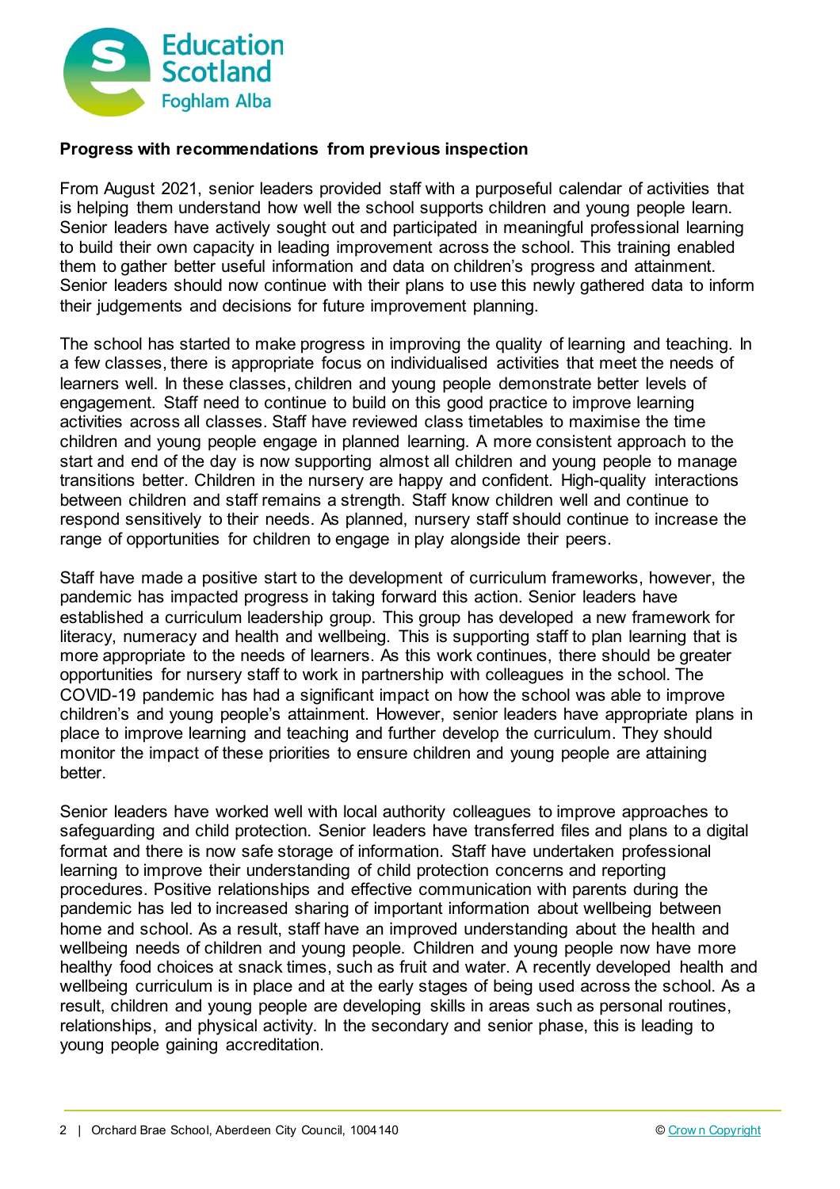**Progress with recommendations from previous inspection**

From August 2021, senior leaders provided staff with a purposeful calendar of activities that is helping them understand how well the school supports children and young people learn. Senior leaders have actively sought out and participated in meaningful professional learning to build their own capacity in leading improvement across the school. This training enabled them to gather better useful information and data on children's progress and attainment. Senior leaders should now continue with their plans to use this newly gathered data to inform their judgements and decisions for future improvement planning.

The school has started to make progress in improving the quality of learning and teaching. In a few classes, there is appropriate focus on individualised activities that meet the needs of learners well. In these classes, children and young people demonstrate better levels of engagement. Staff need to continue to build on this good practice to improve learning activities across all classes. Staff have reviewed class timetables to maximise the time children and young people engage in planned learning. A more consistent approach to the start and end of the day is now supporting almost all children and young people to manage transitions better. Children in the nursery are happy and confident. High-quality interactions between children and staff remains a strength. Staff know children well and continue to respond sensitively to their needs. As planned, nursery staff should continue to increase the range of opportunities for children to engage in play alongside their peers.

Staff have made a positive start to the development of curriculum frameworks, however, the pandemic has impacted progress in taking forward this action. Senior leaders have established a curriculum leadership group. This group has developed a new framework for literacy, numeracy and health and wellbeing. This is supporting staff to plan learning that is more appropriate to the needs of learners. As this work continues, there should be greater opportunities for nursery staff to work in partnership with colleagues in the school. The COVID-19 pandemic has had a significant impact on how the school was able to improve children's and young people's attainment. However, senior leaders have appropriate plans in place to improve learning and teaching and further develop the curriculum. They should monitor the impact of these priorities to ensure children and young people are attaining better.

Senior leaders have worked well with local authority colleagues to improve approaches to safeguarding and child protection. Senior leaders have transferred files and plans to a digital format and there is now safe storage of information. Staff have undertaken professional learning to improve their understanding of child protection concerns and reporting procedures. Positive relationships and effective communication with parents during the pandemic has led to increased sharing of important information about wellbeing between home and school. As a result, staff have an improved understanding about the health and wellbeing needs of children and young people. Children and young people now have more healthy food choices at snack times, such as fruit and water. A recently developed health and wellbeing curriculum is in place and at the early stages of being used across the school. As a result, children and young people are developing skills in areas such as personal routines, relationships, and physical activity. In the secondary and senior phase, this is leading to young people gaining accreditation.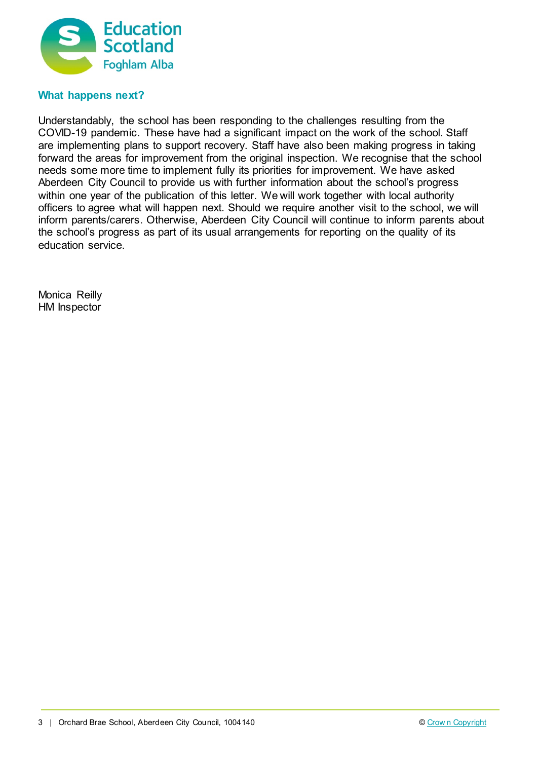## What happens next?

Understandably, the school has been responding to the challenges resulting from the COVID-19 pandemic. These have had a significant impact on the work of the school. Staff are implementing plans to support recovery. Staff have also been making progress in taking forward the areas for improvement from the original inspection. We recognise that the school needs some more time to implement fully its priorities for improvement. We have asked Aberdeen City Council to provide us with further information about the school's progress within one year of the publication of this letter. We will work together with local authority officers to agree what will happen next. Should we require another visit to the school, we will inform parents/carers. Otherwise, Aberdeen City Council will continue to inform parents about the school's progress as part of its usual arrangements for reporting on the quality of its education service.

Monica Reilly
HM Inspector